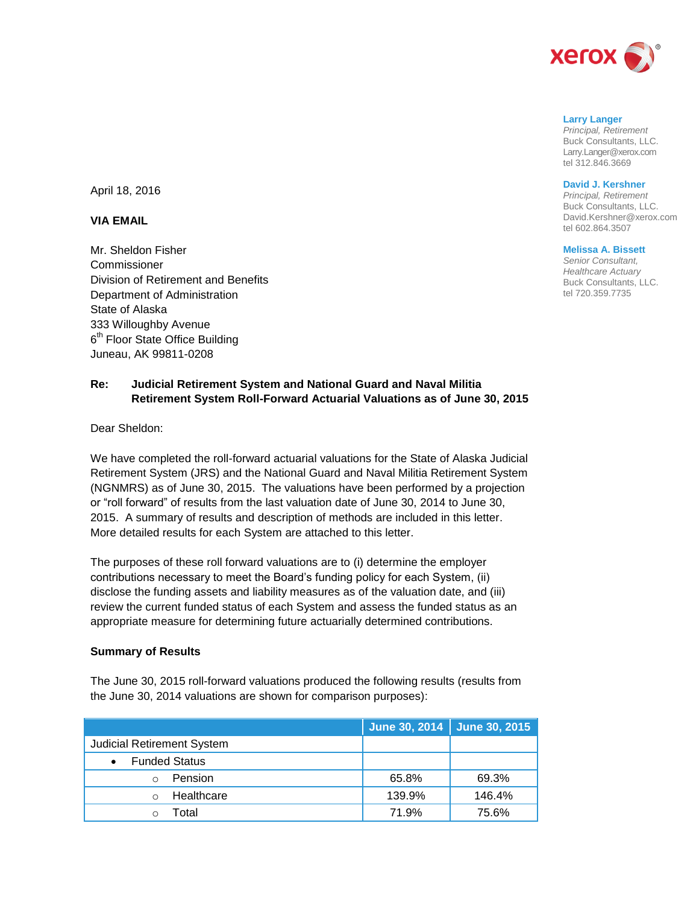xerox

**Larry Langer**
*Principal, Retirement*
Buck Consultants, LLC.
Larry.Langer@xerox.com
tel 312.846.3669

**David J. Kershner**
*Principal, Retirement*
Buck Consultants, LLC.
David.Kershner@xerox.com
tel 602.864.3507

**Melissa A. Bissett**
*Senior Consultant, Healthcare Actuary*
Buck Consultants, LLC.
tel 720.359.7735

April 18, 2016

**VIA EMAIL**

Mr. Sheldon Fisher
Commissioner
Division of Retirement and Benefits
Department of Administration
State of Alaska
333 Willoughby Avenue
6th Floor State Office Building
Juneau, AK 99811-0208

**Re: Judicial Retirement System and National Guard and Naval Militia Retirement System Roll-Forward Actuarial Valuations as of June 30, 2015**

Dear Sheldon:

We have completed the roll-forward actuarial valuations for the State of Alaska Judicial Retirement System (JRS) and the National Guard and Naval Militia Retirement System (NGNMRS) as of June 30, 2015. The valuations have been performed by a projection or "roll forward" of results from the last valuation date of June 30, 2014 to June 30, 2015. A summary of results and description of methods are included in this letter. More detailed results for each System are attached to this letter.

The purposes of these roll forward valuations are to (i) determine the employer contributions necessary to meet the Board's funding policy for each System, (ii) disclose the funding assets and liability measures as of the valuation date, and (iii) review the current funded status of each System and assess the funded status as an appropriate measure for determining future actuarially determined contributions.

**Summary of Results**

The June 30, 2015 roll-forward valuations produced the following results (results from the June 30, 2014 valuations are shown for comparison purposes):

| | June 30, 2014 | June 30, 2015 |
|---|---|---|
| Judicial Retirement System | | |
| • Funded Status | | |
| ○ Pension | 65.8% | 69.3% |
| ○ Healthcare | 139.9% | 146.4% |
| ○ Total | 71.9% | 75.6% |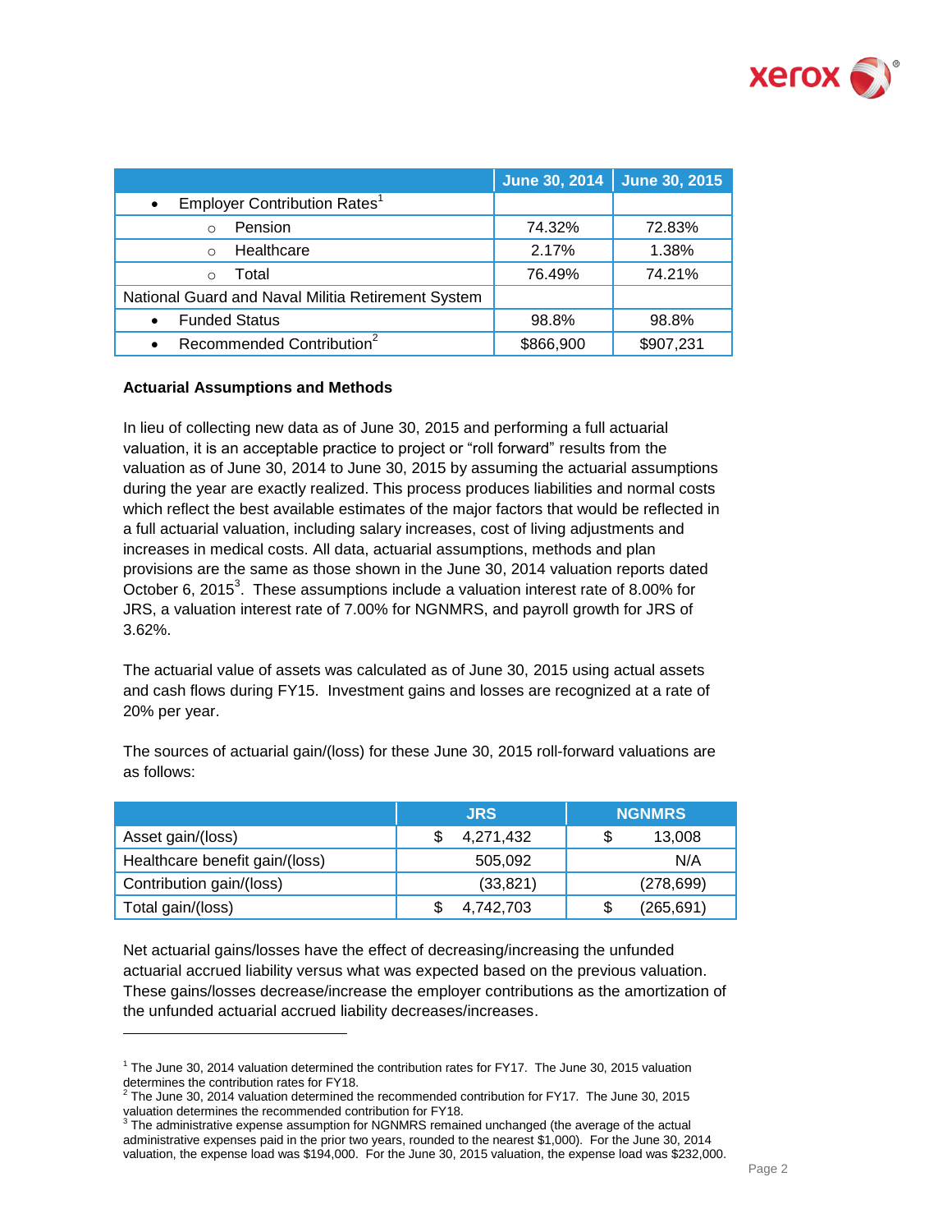| | June 30, 2014 | June 30, 2015 |
|---|---|---|
| • Employer Contribution Rates[1] | | |
| ○ Pension | 74.32% | 72.83% |
| ○ Healthcare | 2.17% | 1.38% |
| ○ Total | 76.49% | 74.21% |
| National Guard and Naval Militia Retirement System | | |
| • Funded Status | 98.8% | 98.8% |
| • Recommended Contribution[2] | $866,900 | $907,231 |

**Actuarial Assumptions and Methods**

In lieu of collecting new data as of June 30, 2015 and performing a full actuarial valuation, it is an acceptable practice to project or "roll forward" results from the valuation as of June 30, 2014 to June 30, 2015 by assuming the actuarial assumptions during the year are exactly realized. This process produces liabilities and normal costs which reflect the best available estimates of the major factors that would be reflected in a full actuarial valuation, including salary increases, cost of living adjustments and increases in medical costs. All data, actuarial assumptions, methods and plan provisions are the same as those shown in the June 30, 2014 valuation reports dated October 6, 2015[3]. These assumptions include a valuation interest rate of 8.00% for JRS, a valuation interest rate of 7.00% for NGNMRS, and payroll growth for JRS of 3.62%.

The actuarial value of assets was calculated as of June 30, 2015 using actual assets and cash flows during FY15. Investment gains and losses are recognized at a rate of 20% per year.

The sources of actuarial gain/(loss) for these June 30, 2015 roll-forward valuations are as follows:

| | JRS | NGNMRS |
|---|---|---|
| Asset gain/(loss) | $ 4,271,432 | $ 13,008 |
| Healthcare benefit gain/(loss) | 505,092 | N/A |
| Contribution gain/(loss) | (33,821) | (278,699) |
| Total gain/(loss) | $ 4,742,703 | $ (265,691) |

Net actuarial gains/losses have the effect of decreasing/increasing the unfunded actuarial accrued liability versus what was expected based on the previous valuation. These gains/losses decrease/increase the employer contributions as the amortization of the unfunded actuarial accrued liability decreases/increases.

---

[1] The June 30, 2014 valuation determined the contribution rates for FY17. The June 30, 2015 valuation determines the contribution rates for FY18.

[2] The June 30, 2014 valuation determined the recommended contribution for FY17. The June 30, 2015 valuation determines the recommended contribution for FY18.

[3] The administrative expense assumption for NGNMRS remained unchanged (the average of the actual administrative expenses paid in the prior two years, rounded to the nearest $1,000). For the June 30, 2014 valuation, the expense load was $194,000. For the June 30, 2015 valuation, the expense load was $232,000.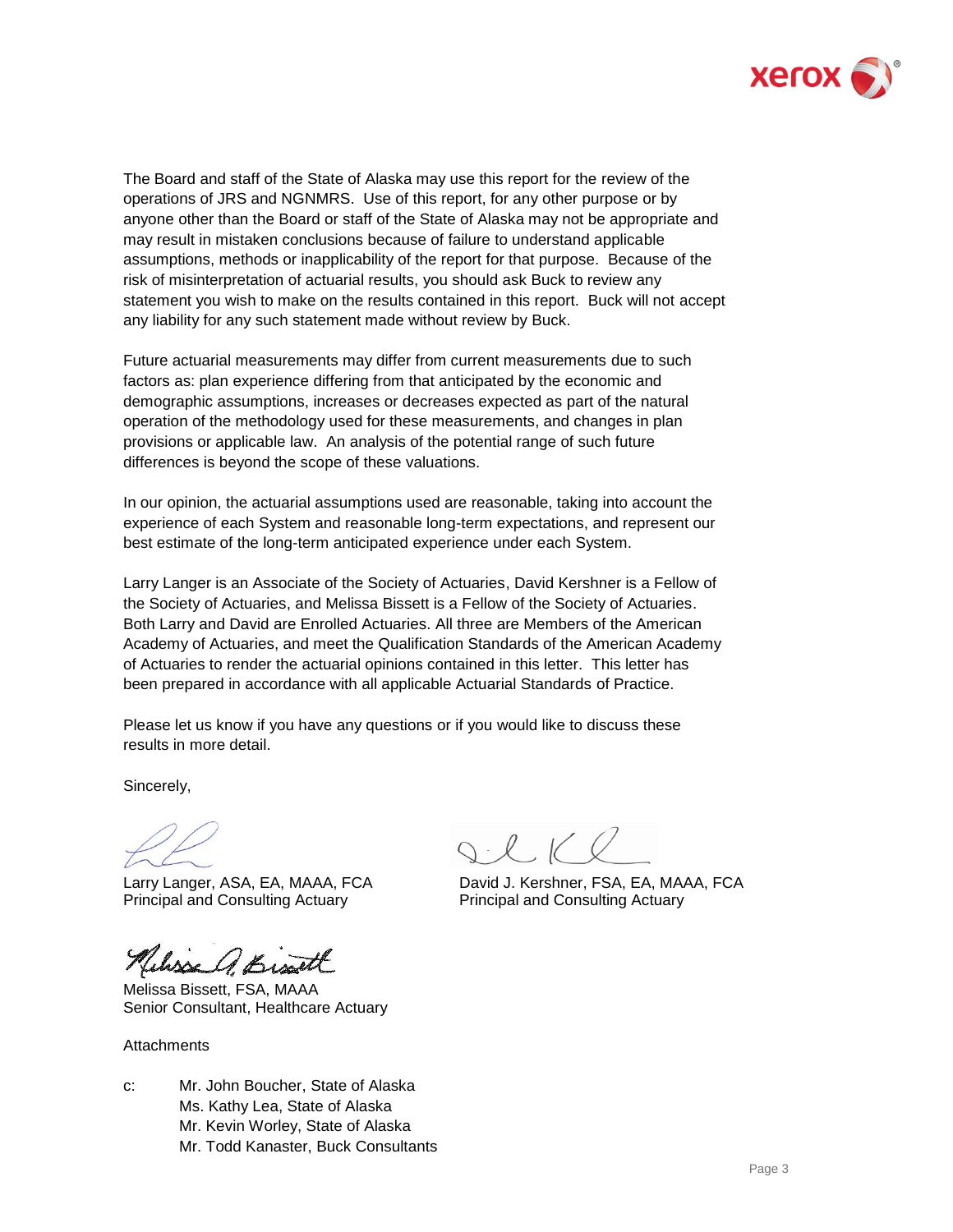The Board and staff of the State of Alaska may use this report for the review of the operations of JRS and NGNMRS. Use of this report, for any other purpose or by anyone other than the Board or staff of the State of Alaska may not be appropriate and may result in mistaken conclusions because of failure to understand applicable assumptions, methods or inapplicability of the report for that purpose. Because of the risk of misinterpretation of actuarial results, you should ask Buck to review any statement you wish to make on the results contained in this report. Buck will not accept any liability for any such statement made without review by Buck.

Future actuarial measurements may differ from current measurements due to such factors as: plan experience differing from that anticipated by the economic and demographic assumptions, increases or decreases expected as part of the natural operation of the methodology used for these measurements, and changes in plan provisions or applicable law. An analysis of the potential range of such future differences is beyond the scope of these valuations.

In our opinion, the actuarial assumptions used are reasonable, taking into account the experience of each System and reasonable long-term expectations, and represent our best estimate of the long-term anticipated experience under each System.

Larry Langer is an Associate of the Society of Actuaries, David Kershner is a Fellow of the Society of Actuaries, and Melissa Bissett is a Fellow of the Society of Actuaries. Both Larry and David are Enrolled Actuaries. All three are Members of the American Academy of Actuaries, and meet the Qualification Standards of the American Academy of Actuaries to render the actuarial opinions contained in this letter. This letter has been prepared in accordance with all applicable Actuarial Standards of Practice.

Please let us know if you have any questions or if you would like to discuss these results in more detail.

Sincerely,

Larry Langer, ASA, EA, MAAA, FCA
Principal and Consulting Actuary

David J. Kershner, FSA, EA, MAAA, FCA
Principal and Consulting Actuary

Melissa Bissett, FSA, MAAA
Senior Consultant, Healthcare Actuary

Attachments

c: Mr. John Boucher, State of Alaska
Ms. Kathy Lea, State of Alaska
Mr. Kevin Worley, State of Alaska
Mr. Todd Kanaster, Buck Consultants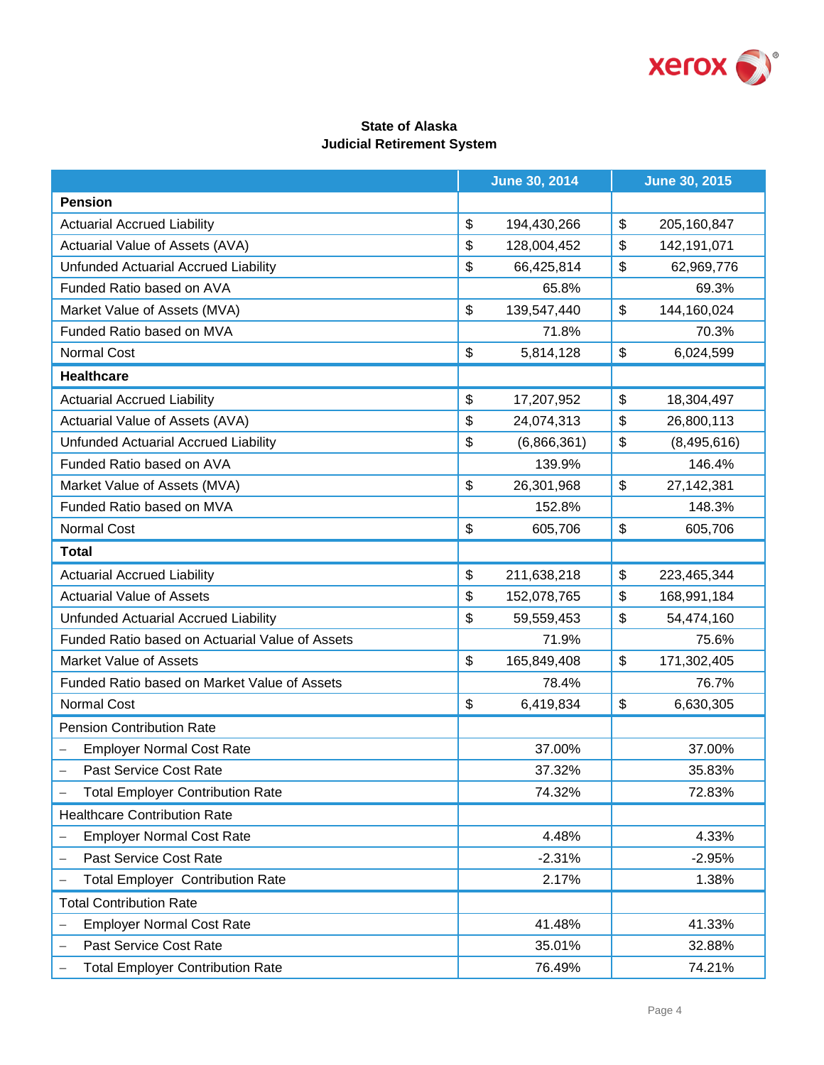**State of Alaska**
**Judicial Retirement System**

| | June 30, 2014 | June 30, 2015 |
|---|---|---|
| **Pension** | | |
| Actuarial Accrued Liability | $ 194,430,266 | $ 205,160,847 |
| Actuarial Value of Assets (AVA) | $ 128,004,452 | $ 142,191,071 |
| Unfunded Actuarial Accrued Liability | $ 66,425,814 | $ 62,969,776 |
| Funded Ratio based on AVA | 65.8% | 69.3% |
| Market Value of Assets (MVA) | $ 139,547,440 | $ 144,160,024 |
| Funded Ratio based on MVA | 71.8% | 70.3% |
| Normal Cost | $ 5,814,128 | $ 6,024,599 |
| **Healthcare** | | |
| Actuarial Accrued Liability | $ 17,207,952 | $ 18,304,497 |
| Actuarial Value of Assets (AVA) | $ 24,074,313 | $ 26,800,113 |
| Unfunded Actuarial Accrued Liability | $ (6,866,361) | $ (8,495,616) |
| Funded Ratio based on AVA | 139.9% | 146.4% |
| Market Value of Assets (MVA) | $ 26,301,968 | $ 27,142,381 |
| Funded Ratio based on MVA | 152.8% | 148.3% |
| Normal Cost | $ 605,706 | $ 605,706 |
| **Total** | | |
| Actuarial Accrued Liability | $ 211,638,218 | $ 223,465,344 |
| Actuarial Value of Assets | $ 152,078,765 | $ 168,991,184 |
| Unfunded Actuarial Accrued Liability | $ 59,559,453 | $ 54,474,160 |
| Funded Ratio based on Actuarial Value of Assets | 71.9% | 75.6% |
| Market Value of Assets | $ 165,849,408 | $ 171,302,405 |
| Funded Ratio based on Market Value of Assets | 78.4% | 76.7% |
| Normal Cost | $ 6,419,834 | $ 6,630,305 |
| Pension Contribution Rate | | |
| – Employer Normal Cost Rate | 37.00% | 37.00% |
| – Past Service Cost Rate | 37.32% | 35.83% |
| – Total Employer Contribution Rate | 74.32% | 72.83% |
| Healthcare Contribution Rate | | |
| – Employer Normal Cost Rate | 4.48% | 4.33% |
| – Past Service Cost Rate | -2.31% | -2.95% |
| – Total Employer Contribution Rate | 2.17% | 1.38% |
| Total Contribution Rate | | |
| – Employer Normal Cost Rate | 41.48% | 41.33% |
| – Past Service Cost Rate | 35.01% | 32.88% |
| – Total Employer Contribution Rate | 76.49% | 74.21% |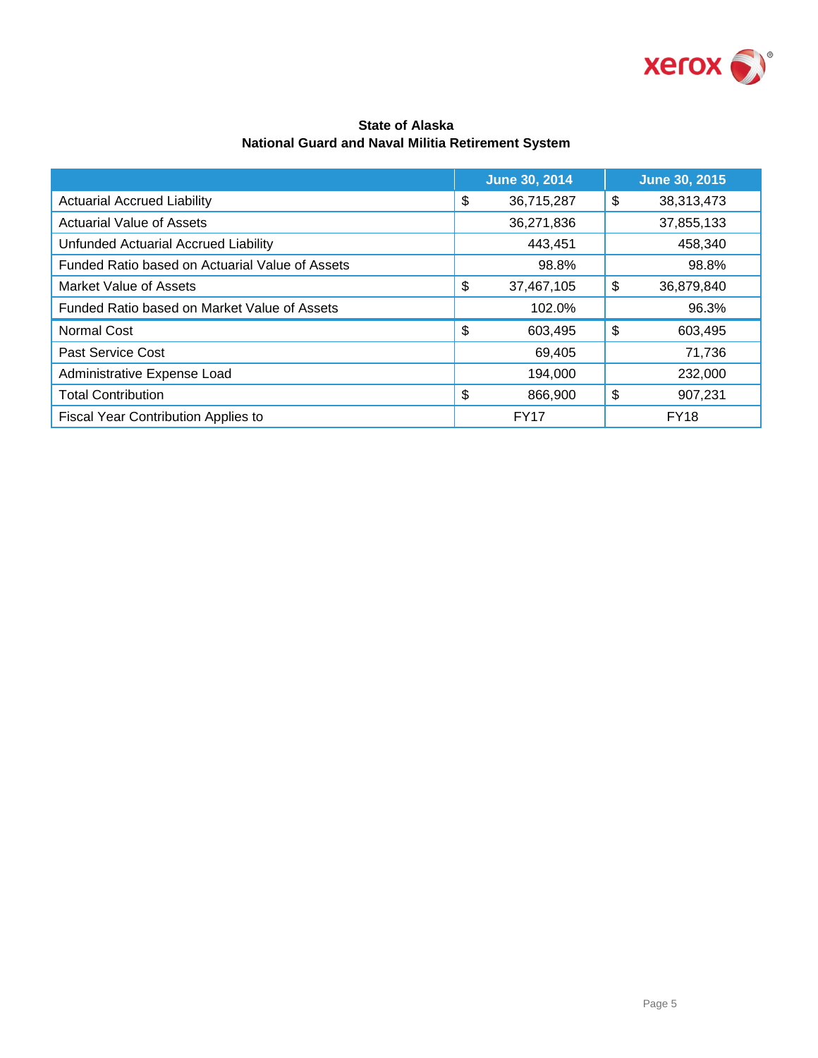**State of Alaska**
**National Guard and Naval Militia Retirement System**

| | June 30, 2014 | June 30, 2015 |
|---|---|---|
| Actuarial Accrued Liability | $ 36,715,287 | $ 38,313,473 |
| Actuarial Value of Assets | 36,271,836 | 37,855,133 |
| Unfunded Actuarial Accrued Liability | 443,451 | 458,340 |
| Funded Ratio based on Actuarial Value of Assets | 98.8% | 98.8% |
| Market Value of Assets | $ 37,467,105 | $ 36,879,840 |
| Funded Ratio based on Market Value of Assets | 102.0% | 96.3% |
| Normal Cost | $ 603,495 | $ 603,495 |
| Past Service Cost | 69,405 | 71,736 |
| Administrative Expense Load | 194,000 | 232,000 |
| Total Contribution | $ 866,900 | $ 907,231 |
| Fiscal Year Contribution Applies to | FY17 | FY18 |